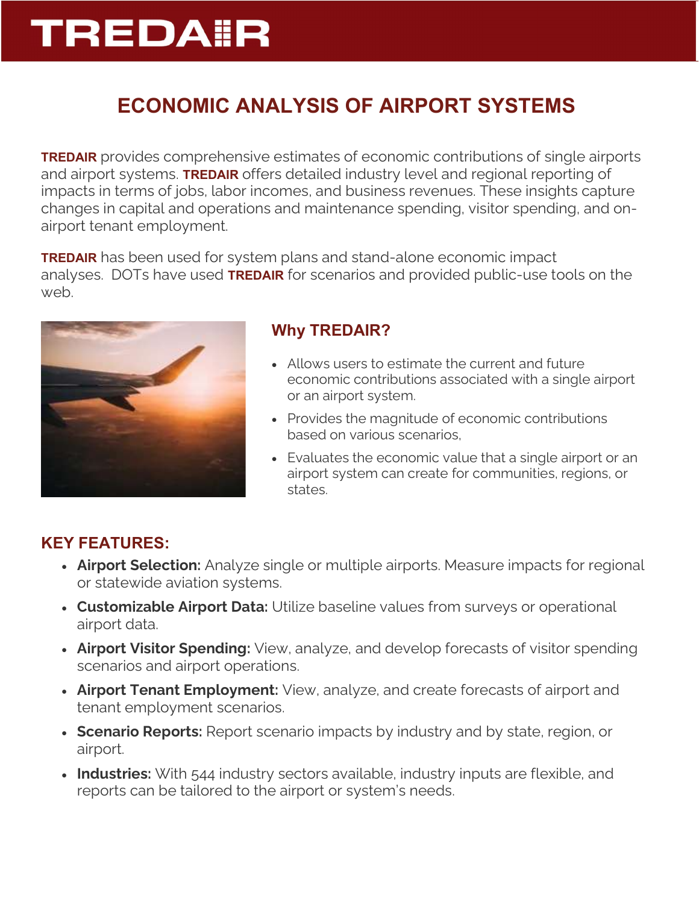# TREDAIR

## ECONOMIC ANALYSIS OF AIRPORT SYSTEMS

**TREDAIR** provides comprehensive estimates of economic contributions of single airports and airport systems. **TREDAIR** offers detailed industry level and regional reporting of impacts in terms of jobs, labor incomes, and business revenues. These insights capture changes in capital and operations and maintenance spending, visitor spending, and on-airport tenant employment.

**TREDAIR** has been used for system plans and stand-alone economic impact analyses. DOTs have used **TREDAIR** for scenarios and provided public-use tools on the web.

### Why TREDAIR?

- Allows users to estimate the current and future economic contributions associated with a single airport or an airport system.
- Provides the magnitude of economic contributions based on various scenarios,
- Evaluates the economic value that a single airport or an airport system can create for communities, regions, or states.

### KEY FEATURES:

- **Airport Selection:** Analyze single or multiple airports. Measure impacts for regional or statewide aviation systems.
- **Customizable Airport Data:** Utilize baseline values from surveys or operational airport data.
- **Airport Visitor Spending:** View, analyze, and develop forecasts of visitor spending scenarios and airport operations.
- **Airport Tenant Employment:** View, analyze, and create forecasts of airport and tenant employment scenarios.
- **Scenario Reports:** Report scenario impacts by industry and by state, region, or airport.
- **Industries:** With 544 industry sectors available, industry inputs are flexible, and reports can be tailored to the airport or system's needs.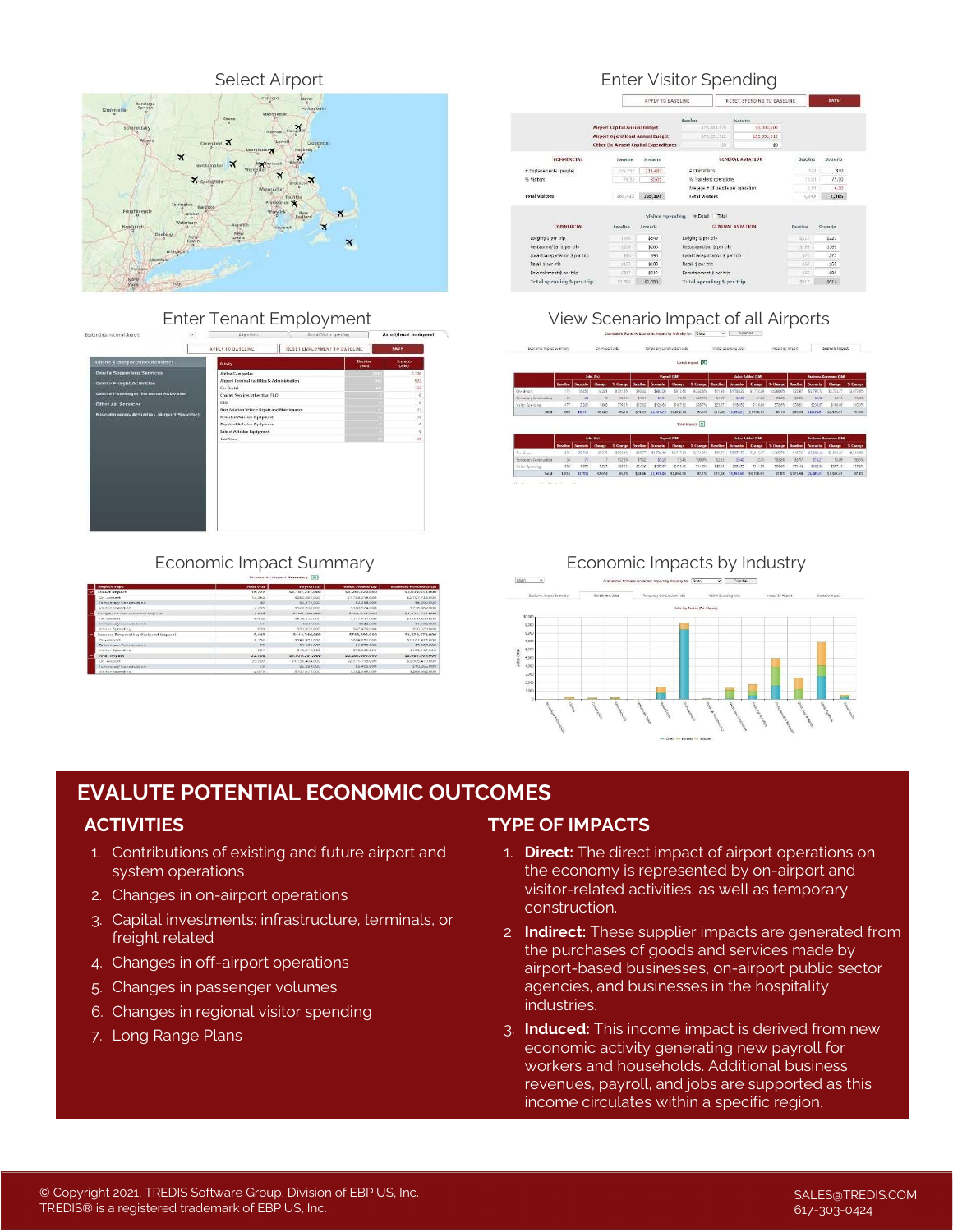Select Airport

Enter Visitor Spending

Enter Tenant Employment

View Scenario Impact of all Airports

Economic Impact Summary

Economic Impacts by Industry

## EVALUTE POTENTIAL ECONOMIC OUTCOMES

### ACTIVITIES

1. Contributions of existing and future airport and system operations
2. Changes in on-airport operations
3. Capital investments: infrastructure, terminals, or freight related
4. Changes in off-airport operations
5. Changes in passenger volumes
6. Changes in regional visitor spending
7. Long Range Plans

### TYPE OF IMPACTS

1. **Direct:** The direct impact of airport operations on the economy is represented by on-airport and visitor-related activities, as well as temporary construction.
2. **Indirect:** These supplier impacts are generated from the purchases of goods and services made by airport-based businesses, on-airport public sector agencies, and businesses in the hospitality industries.
3. **Induced:** This income impact is derived from new economic activity generating new payroll for workers and households. Additional business revenues, payroll, and jobs are supported as this income circulates within a specific region.

© Copyright 2021, TREDIS Software Group, Division of EBP US, Inc.
TREDIS® is a registered trademark of EBP US, Inc.

SALES@TREDIS.COM
617-303-0424